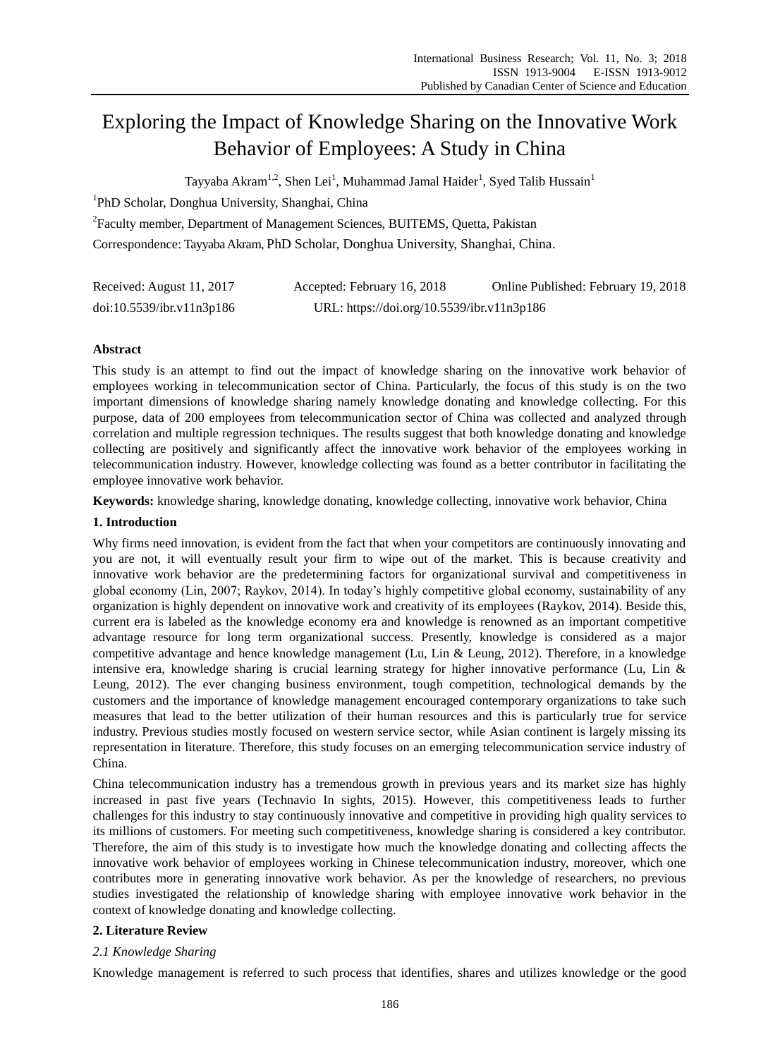# Exploring the Impact of Knowledge Sharing on the Innovative Work Behavior of Employees: A Study in China

Tayyaba Akram[1,2], Shen Lei[1], Muhammad Jamal Haider[1], Syed Talib Hussain[1]

[1]PhD Scholar, Donghua University, Shanghai, China

[2]Faculty member, Department of Management Sciences, BUITEMS, Quetta, Pakistan

Correspondence: Tayyaba Akram, PhD Scholar, Donghua University, Shanghai, China.

Received: August 11, 2017 Accepted: February 16, 2018 Online Published: February 19, 2018

doi:10.5539/ibr.v11n3p186 URL: https://doi.org/10.5539/ibr.v11n3p186

## Abstract

This study is an attempt to find out the impact of knowledge sharing on the innovative work behavior of employees working in telecommunication sector of China. Particularly, the focus of this study is on the two important dimensions of knowledge sharing namely knowledge donating and knowledge collecting. For this purpose, data of 200 employees from telecommunication sector of China was collected and analyzed through correlation and multiple regression techniques. The results suggest that both knowledge donating and knowledge collecting are positively and significantly affect the innovative work behavior of the employees working in telecommunication industry. However, knowledge collecting was found as a better contributor in facilitating the employee innovative work behavior.

**Keywords:** knowledge sharing, knowledge donating, knowledge collecting, innovative work behavior, China

## 1. Introduction

Why firms need innovation, is evident from the fact that when your competitors are continuously innovating and you are not, it will eventually result your firm to wipe out of the market. This is because creativity and innovative work behavior are the predetermining factors for organizational survival and competitiveness in global economy (Lin, 2007; Raykov, 2014). In today's highly competitive global economy, sustainability of any organization is highly dependent on innovative work and creativity of its employees (Raykov, 2014). Beside this, current era is labeled as the knowledge economy era and knowledge is renowned as an important competitive advantage resource for long term organizational success. Presently, knowledge is considered as a major competitive advantage and hence knowledge management (Lu, Lin & Leung, 2012). Therefore, in a knowledge intensive era, knowledge sharing is crucial learning strategy for higher innovative performance (Lu, Lin & Leung, 2012). The ever changing business environment, tough competition, technological demands by the customers and the importance of knowledge management encouraged contemporary organizations to take such measures that lead to the better utilization of their human resources and this is particularly true for service industry. Previous studies mostly focused on western service sector, while Asian continent is largely missing its representation in literature. Therefore, this study focuses on an emerging telecommunication service industry of China.

China telecommunication industry has a tremendous growth in previous years and its market size has highly increased in past five years (Technavio In sights, 2015). However, this competitiveness leads to further challenges for this industry to stay continuously innovative and competitive in providing high quality services to its millions of customers. For meeting such competitiveness, knowledge sharing is considered a key contributor. Therefore, the aim of this study is to investigate how much the knowledge donating and collecting affects the innovative work behavior of employees working in Chinese telecommunication industry, moreover, which one contributes more in generating innovative work behavior. As per the knowledge of researchers, no previous studies investigated the relationship of knowledge sharing with employee innovative work behavior in the context of knowledge donating and knowledge collecting.

## 2. Literature Review

### *2.1 Knowledge Sharing*

Knowledge management is referred to such process that identifies, shares and utilizes knowledge or the good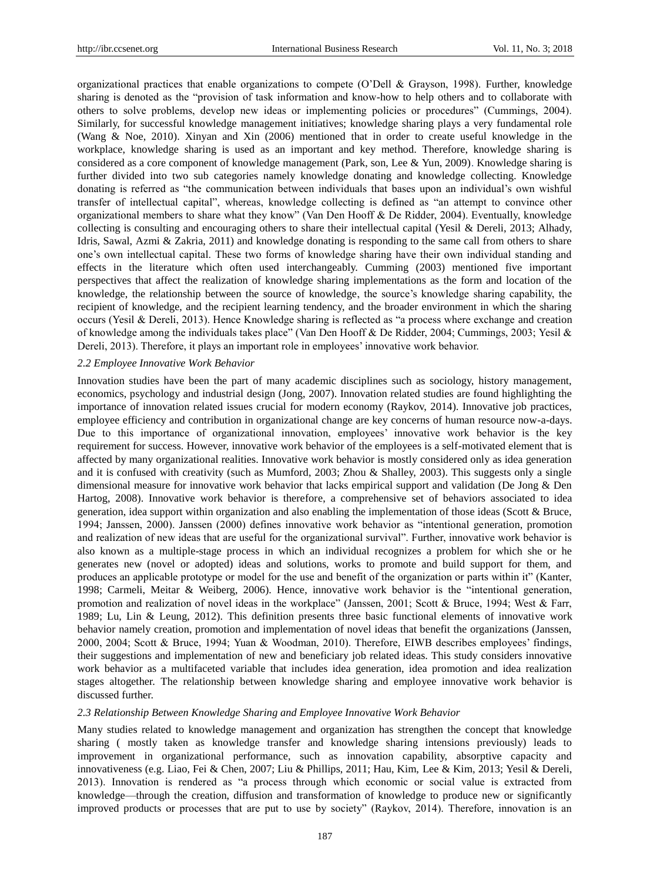organizational practices that enable organizations to compete (O'Dell & Grayson, 1998). Further, knowledge sharing is denoted as the "provision of task information and know-how to help others and to collaborate with others to solve problems, develop new ideas or implementing policies or procedures" (Cummings, 2004). Similarly, for successful knowledge management initiatives; knowledge sharing plays a very fundamental role (Wang & Noe, 2010). Xinyan and Xin (2006) mentioned that in order to create useful knowledge in the workplace, knowledge sharing is used as an important and key method. Therefore, knowledge sharing is considered as a core component of knowledge management (Park, son, Lee & Yun, 2009). Knowledge sharing is further divided into two sub categories namely knowledge donating and knowledge collecting. Knowledge donating is referred as "the communication between individuals that bases upon an individual's own wishful transfer of intellectual capital", whereas, knowledge collecting is defined as "an attempt to convince other organizational members to share what they know" (Van Den Hooff & De Ridder, 2004). Eventually, knowledge collecting is consulting and encouraging others to share their intellectual capital (Yesil & Dereli, 2013; Alhady, Idris, Sawal, Azmi & Zakria, 2011) and knowledge donating is responding to the same call from others to share one's own intellectual capital. These two forms of knowledge sharing have their own individual standing and effects in the literature which often used interchangeably. Cumming (2003) mentioned five important perspectives that affect the realization of knowledge sharing implementations as the form and location of the knowledge, the relationship between the source of knowledge, the source's knowledge sharing capability, the recipient of knowledge, and the recipient learning tendency, and the broader environment in which the sharing occurs (Yesil & Dereli, 2013). Hence Knowledge sharing is reflected as "a process where exchange and creation of knowledge among the individuals takes place" (Van Den Hooff & De Ridder, 2004; Cummings, 2003; Yesil & Dereli, 2013). Therefore, it plays an important role in employees' innovative work behavior.

### *2.2 Employee Innovative Work Behavior*

Innovation studies have been the part of many academic disciplines such as sociology, history management, economics, psychology and industrial design (Jong, 2007). Innovation related studies are found highlighting the importance of innovation related issues crucial for modern economy (Raykov, 2014). Innovative job practices, employee efficiency and contribution in organizational change are key concerns of human resource now-a-days. Due to this importance of organizational innovation, employees' innovative work behavior is the key requirement for success. However, innovative work behavior of the employees is a self-motivated element that is affected by many organizational realities. Innovative work behavior is mostly considered only as idea generation and it is confused with creativity (such as Mumford, 2003; Zhou & Shalley, 2003). This suggests only a single dimensional measure for innovative work behavior that lacks empirical support and validation (De Jong & Den Hartog, 2008). Innovative work behavior is therefore, a comprehensive set of behaviors associated to idea generation, idea support within organization and also enabling the implementation of those ideas (Scott & Bruce, 1994; Janssen, 2000). Janssen (2000) defines innovative work behavior as "intentional generation, promotion and realization of new ideas that are useful for the organizational survival". Further, innovative work behavior is also known as a multiple-stage process in which an individual recognizes a problem for which she or he generates new (novel or adopted) ideas and solutions, works to promote and build support for them, and produces an applicable prototype or model for the use and benefit of the organization or parts within it" (Kanter, 1998; Carmeli, Meitar & Weiberg, 2006). Hence, innovative work behavior is the "intentional generation, promotion and realization of novel ideas in the workplace" (Janssen, 2001; Scott & Bruce, 1994; West & Farr, 1989; Lu, Lin & Leung, 2012). This definition presents three basic functional elements of innovative work behavior namely creation, promotion and implementation of novel ideas that benefit the organizations (Janssen, 2000, 2004; Scott & Bruce, 1994; Yuan & Woodman, 2010). Therefore, EIWB describes employees' findings, their suggestions and implementation of new and beneficiary job related ideas. This study considers innovative work behavior as a multifaceted variable that includes idea generation, idea promotion and idea realization stages altogether. The relationship between knowledge sharing and employee innovative work behavior is discussed further.

### *2.3 Relationship Between Knowledge Sharing and Employee Innovative Work Behavior*

Many studies related to knowledge management and organization has strengthen the concept that knowledge sharing ( mostly taken as knowledge transfer and knowledge sharing intensions previously) leads to improvement in organizational performance, such as innovation capability, absorptive capacity and innovativeness (e.g. Liao, Fei & Chen, 2007; Liu & Phillips, 2011; Hau, Kim, Lee & Kim, 2013; Yesil & Dereli, 2013). Innovation is rendered as "a process through which economic or social value is extracted from knowledge—through the creation, diffusion and transformation of knowledge to produce new or significantly improved products or processes that are put to use by society" (Raykov, 2014). Therefore, innovation is an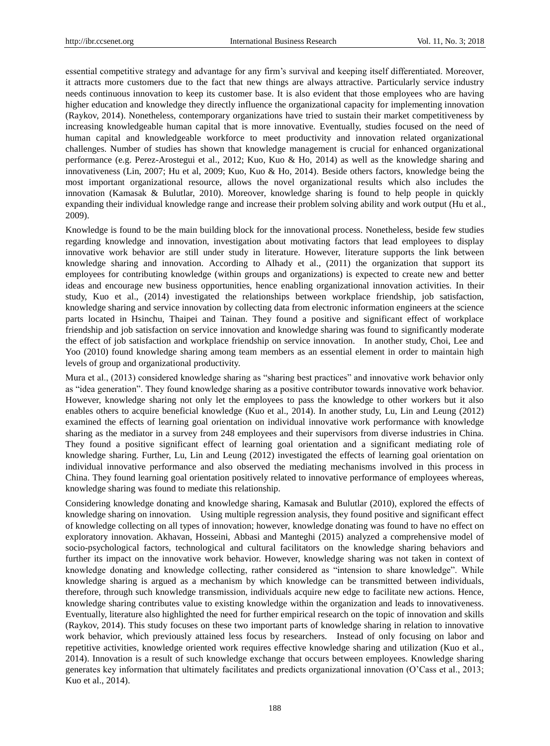essential competitive strategy and advantage for any firm's survival and keeping itself differentiated. Moreover, it attracts more customers due to the fact that new things are always attractive. Particularly service industry needs continuous innovation to keep its customer base. It is also evident that those employees who are having higher education and knowledge they directly influence the organizational capacity for implementing innovation (Raykov, 2014). Nonetheless, contemporary organizations have tried to sustain their market competitiveness by increasing knowledgeable human capital that is more innovative. Eventually, studies focused on the need of human capital and knowledgeable workforce to meet productivity and innovation related organizational challenges. Number of studies has shown that knowledge management is crucial for enhanced organizational performance (e.g. Perez-Arostegui et al., 2012; Kuo, Kuo & Ho, 2014) as well as the knowledge sharing and innovativeness (Lin, 2007; Hu et al, 2009; Kuo, Kuo & Ho, 2014). Beside others factors, knowledge being the most important organizational resource, allows the novel organizational results which also includes the innovation (Kamasak & Bulutlar, 2010). Moreover, knowledge sharing is found to help people in quickly expanding their individual knowledge range and increase their problem solving ability and work output (Hu et al., 2009).

Knowledge is found to be the main building block for the innovational process. Nonetheless, beside few studies regarding knowledge and innovation, investigation about motivating factors that lead employees to display innovative work behavior are still under study in literature. However, literature supports the link between knowledge sharing and innovation. According to Alhady et al., (2011) the organization that support its employees for contributing knowledge (within groups and organizations) is expected to create new and better ideas and encourage new business opportunities, hence enabling organizational innovation activities. In their study, Kuo et al., (2014) investigated the relationships between workplace friendship, job satisfaction, knowledge sharing and service innovation by collecting data from electronic information engineers at the science parts located in Hsinchu, Thaipei and Tainan. They found a positive and significant effect of workplace friendship and job satisfaction on service innovation and knowledge sharing was found to significantly moderate the effect of job satisfaction and workplace friendship on service innovation. In another study, Choi, Lee and Yoo (2010) found knowledge sharing among team members as an essential element in order to maintain high levels of group and organizational productivity.

Mura et al., (2013) considered knowledge sharing as "sharing best practices" and innovative work behavior only as "idea generation". They found knowledge sharing as a positive contributor towards innovative work behavior. However, knowledge sharing not only let the employees to pass the knowledge to other workers but it also enables others to acquire beneficial knowledge (Kuo et al., 2014). In another study, Lu, Lin and Leung (2012) examined the effects of learning goal orientation on individual innovative work performance with knowledge sharing as the mediator in a survey from 248 employees and their supervisors from diverse industries in China. They found a positive significant effect of learning goal orientation and a significant mediating role of knowledge sharing. Further, Lu, Lin and Leung (2012) investigated the effects of learning goal orientation on individual innovative performance and also observed the mediating mechanisms involved in this process in China. They found learning goal orientation positively related to innovative performance of employees whereas, knowledge sharing was found to mediate this relationship.

Considering knowledge donating and knowledge sharing, Kamasak and Bulutlar (2010), explored the effects of knowledge sharing on innovation. Using multiple regression analysis, they found positive and significant effect of knowledge collecting on all types of innovation; however, knowledge donating was found to have no effect on exploratory innovation. Akhavan, Hosseini, Abbasi and Manteghi (2015) analyzed a comprehensive model of socio-psychological factors, technological and cultural facilitators on the knowledge sharing behaviors and further its impact on the innovative work behavior. However, knowledge sharing was not taken in context of knowledge donating and knowledge collecting, rather considered as "intension to share knowledge". While knowledge sharing is argued as a mechanism by which knowledge can be transmitted between individuals, therefore, through such knowledge transmission, individuals acquire new edge to facilitate new actions. Hence, knowledge sharing contributes value to existing knowledge within the organization and leads to innovativeness. Eventually, literature also highlighted the need for further empirical research on the topic of innovation and skills (Raykov, 2014). This study focuses on these two important parts of knowledge sharing in relation to innovative work behavior, which previously attained less focus by researchers. Instead of only focusing on labor and repetitive activities, knowledge oriented work requires effective knowledge sharing and utilization (Kuo et al., 2014). Innovation is a result of such knowledge exchange that occurs between employees. Knowledge sharing generates key information that ultimately facilitates and predicts organizational innovation (O'Cass et al., 2013; Kuo et al., 2014).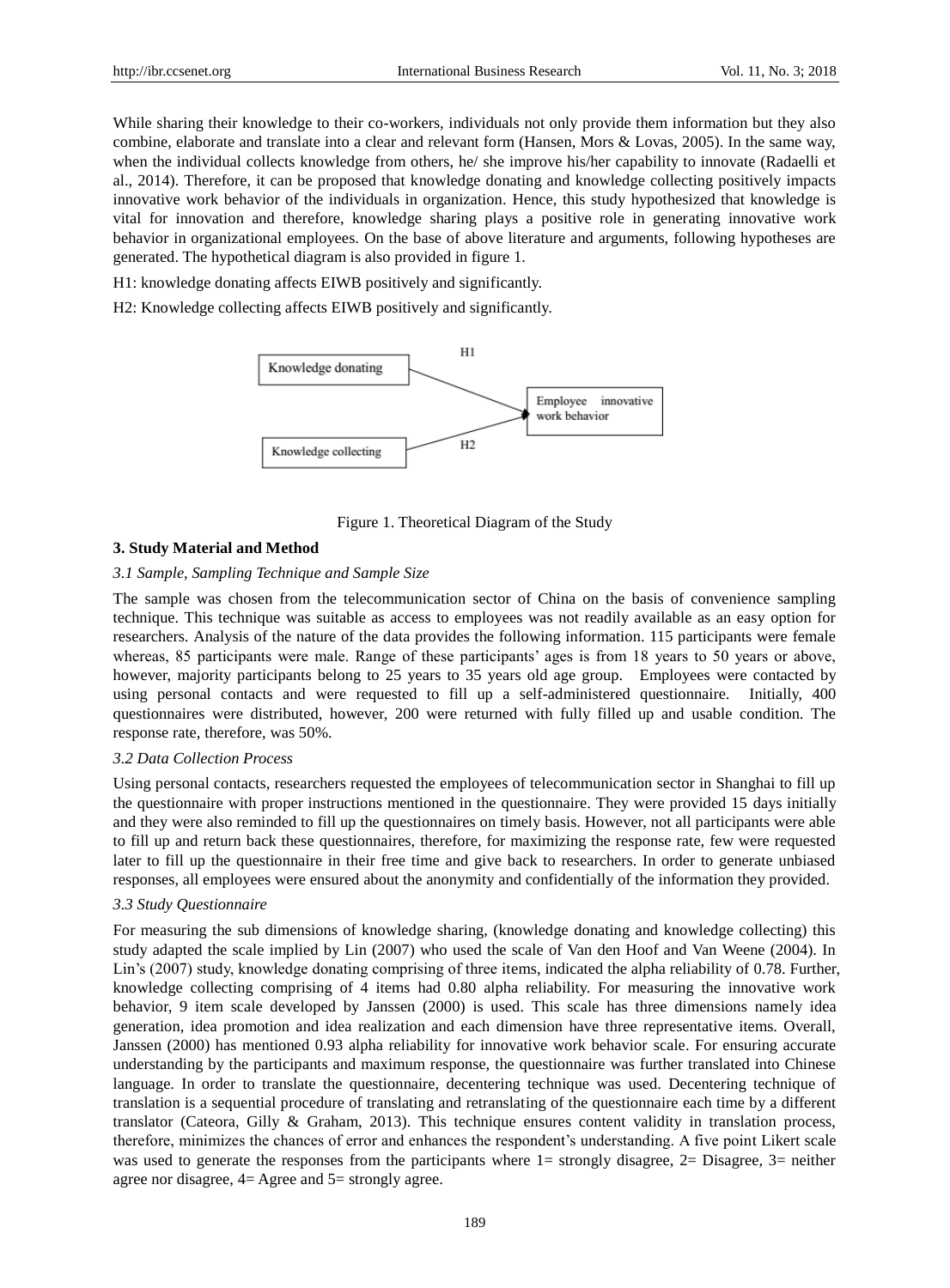While sharing their knowledge to their co-workers, individuals not only provide them information but they also combine, elaborate and translate into a clear and relevant form (Hansen, Mors & Lovas, 2005). In the same way, when the individual collects knowledge from others, he/ she improve his/her capability to innovate (Radaelli et al., 2014). Therefore, it can be proposed that knowledge donating and knowledge collecting positively impacts innovative work behavior of the individuals in organization. Hence, this study hypothesized that knowledge is vital for innovation and therefore, knowledge sharing plays a positive role in generating innovative work behavior in organizational employees. On the base of above literature and arguments, following hypotheses are generated. The hypothetical diagram is also provided in figure 1.

H1: knowledge donating affects EIWB positively and significantly.

H2: Knowledge collecting affects EIWB positively and significantly.

Knowledge donating —H1→ Employee innovative work behavior

Knowledge collecting —H2→ Employee innovative work behavior

Figure 1. Theoretical Diagram of the Study

## 3. Study Material and Method

### *3.1 Sample, Sampling Technique and Sample Size*

The sample was chosen from the telecommunication sector of China on the basis of convenience sampling technique. This technique was suitable as access to employees was not readily available as an easy option for researchers. Analysis of the nature of the data provides the following information. 115 participants were female whereas, 85 participants were male. Range of these participants' ages is from 18 years to 50 years or above, however, majority participants belong to 25 years to 35 years old age group. Employees were contacted by using personal contacts and were requested to fill up a self-administered questionnaire. Initially, 400 questionnaires were distributed, however, 200 were returned with fully filled up and usable condition. The response rate, therefore, was 50%.

### *3.2 Data Collection Process*

Using personal contacts, researchers requested the employees of telecommunication sector in Shanghai to fill up the questionnaire with proper instructions mentioned in the questionnaire. They were provided 15 days initially and they were also reminded to fill up the questionnaires on timely basis. However, not all participants were able to fill up and return back these questionnaires, therefore, for maximizing the response rate, few were requested later to fill up the questionnaire in their free time and give back to researchers. In order to generate unbiased responses, all employees were ensured about the anonymity and confidentially of the information they provided.

### *3.3 Study Questionnaire*

For measuring the sub dimensions of knowledge sharing, (knowledge donating and knowledge collecting) this study adapted the scale implied by Lin (2007) who used the scale of Van den Hoof and Van Weene (2004). In Lin's (2007) study, knowledge donating comprising of three items, indicated the alpha reliability of 0.78. Further, knowledge collecting comprising of 4 items had 0.80 alpha reliability. For measuring the innovative work behavior, 9 item scale developed by Janssen (2000) is used. This scale has three dimensions namely idea generation, idea promotion and idea realization and each dimension have three representative items. Overall, Janssen (2000) has mentioned 0.93 alpha reliability for innovative work behavior scale. For ensuring accurate understanding by the participants and maximum response, the questionnaire was further translated into Chinese language. In order to translate the questionnaire, decentering technique was used. Decentering technique of translation is a sequential procedure of translating and retranslating of the questionnaire each time by a different translator (Cateora, Gilly & Graham, 2013). This technique ensures content validity in translation process, therefore, minimizes the chances of error and enhances the respondent's understanding. A five point Likert scale was used to generate the responses from the participants where 1= strongly disagree, 2= Disagree, 3= neither agree nor disagree, 4= Agree and 5= strongly agree.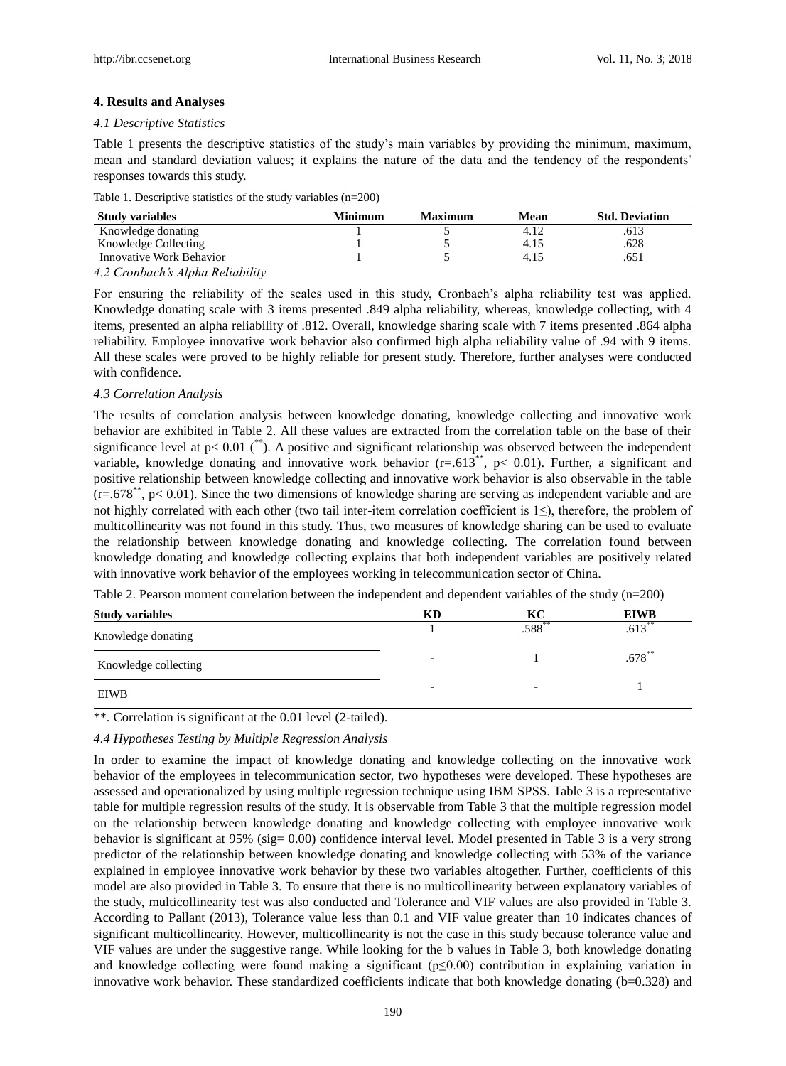## 4. Results and Analyses

### *4.1 Descriptive Statistics*

Table 1 presents the descriptive statistics of the study's main variables by providing the minimum, maximum, mean and standard deviation values; it explains the nature of the data and the tendency of the respondents' responses towards this study.

Table 1. Descriptive statistics of the study variables (n=200)

| Study variables | Minimum | Maximum | Mean | Std. Deviation |
|---|---|---|---|---|
| Knowledge donating | 1 | 5 | 4.12 | .613 |
| Knowledge Collecting | 1 | 5 | 4.15 | .628 |
| Innovative Work Behavior | 1 | 5 | 4.15 | .651 |

### *4.2 Cronbach's Alpha Reliability*

For ensuring the reliability of the scales used in this study, Cronbach's alpha reliability test was applied. Knowledge donating scale with 3 items presented .849 alpha reliability, whereas, knowledge collecting, with 4 items, presented an alpha reliability of .812. Overall, knowledge sharing scale with 7 items presented .864 alpha reliability. Employee innovative work behavior also confirmed high alpha reliability value of .94 with 9 items. All these scales were proved to be highly reliable for present study. Therefore, further analyses were conducted with confidence.

### *4.3 Correlation Analysis*

The results of correlation analysis between knowledge donating, knowledge collecting and innovative work behavior are exhibited in Table 2. All these values are extracted from the correlation table on the base of their significance level at $p< 0.01$ ($^{**}$). A positive and significant relationship was observed between the independent variable, knowledge donating and innovative work behavior ($r=.613^{**}$, $p< 0.01$). Further, a significant and positive relationship between knowledge collecting and innovative work behavior is also observable in the table ($r=.678^{**}$, $p< 0.01$). Since the two dimensions of knowledge sharing are serving as independent variable and are not highly correlated with each other (two tail inter-item correlation coefficient is 1≤), therefore, the problem of multicollinearity was not found in this study. Thus, two measures of knowledge sharing can be used to evaluate the relationship between knowledge donating and knowledge collecting. The correlation found between knowledge donating and knowledge collecting explains that both independent variables are positively related with innovative work behavior of the employees working in telecommunication sector of China.

Table 2. Pearson moment correlation between the independent and dependent variables of the study (n=200)

| Study variables | KD | KC | EIWB |
|---|---|---|---|
| Knowledge donating | 1 | $.588^{**}$ | $.613^{**}$ |
| Knowledge collecting | - | 1 | $.678^{**}$ |
| EIWB | - | - | 1 |

**. Correlation is significant at the 0.01 level (2-tailed).

### *4.4 Hypotheses Testing by Multiple Regression Analysis*

In order to examine the impact of knowledge donating and knowledge collecting on the innovative work behavior of the employees in telecommunication sector, two hypotheses were developed. These hypotheses are assessed and operationalized by using multiple regression technique using IBM SPSS. Table 3 is a representative table for multiple regression results of the study. It is observable from Table 3 that the multiple regression model on the relationship between knowledge donating and knowledge collecting with employee innovative work behavior is significant at 95% (sig= 0.00) confidence interval level. Model presented in Table 3 is a very strong predictor of the relationship between knowledge donating and knowledge collecting with 53% of the variance explained in employee innovative work behavior by these two variables altogether. Further, coefficients of this model are also provided in Table 3. To ensure that there is no multicollinearity between explanatory variables of the study, multicollinearity test was also conducted and Tolerance and VIF values are also provided in Table 3. According to Pallant (2013), Tolerance value less than 0.1 and VIF value greater than 10 indicates chances of significant multicollinearity. However, multicollinearity is not the case in this study because tolerance value and VIF values are under the suggestive range. While looking for the b values in Table 3, both knowledge donating and knowledge collecting were found making a significant ($p\leq0.00$) contribution in explaining variation in innovative work behavior. These standardized coefficients indicate that both knowledge donating (b=0.328) and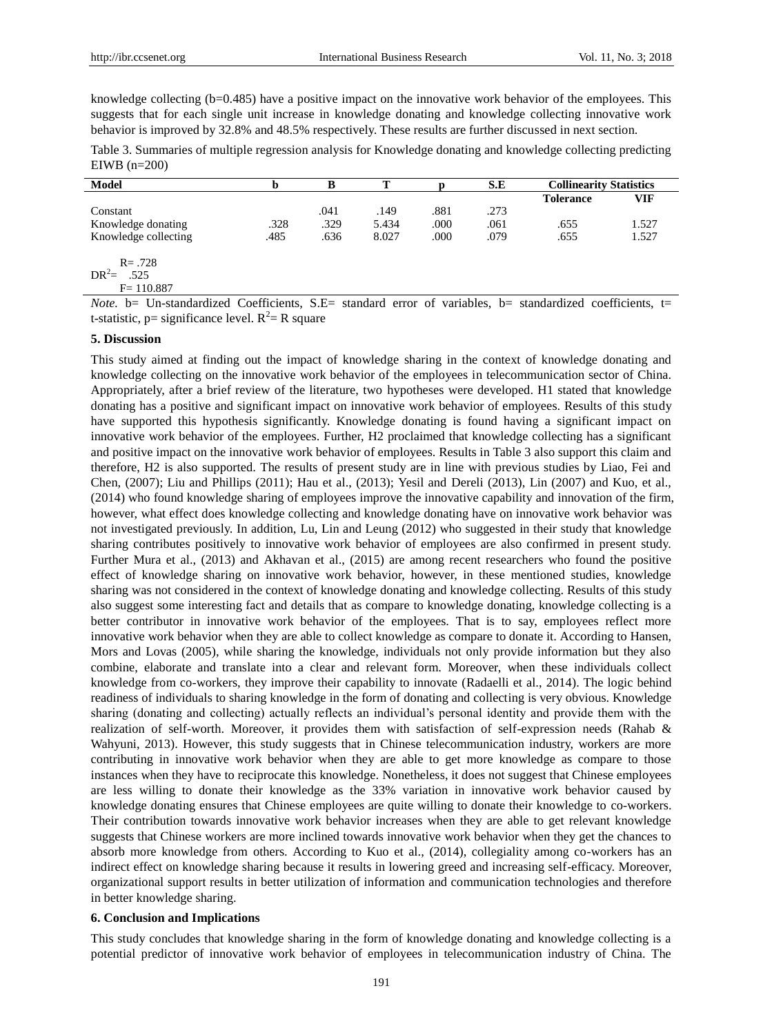knowledge collecting (b=0.485) have a positive impact on the innovative work behavior of the employees. This suggests that for each single unit increase in knowledge donating and knowledge collecting innovative work behavior is improved by 32.8% and 48.5% respectively. These results are further discussed in next section.

Table 3. Summaries of multiple regression analysis for Knowledge donating and knowledge collecting predicting EIWB (n=200)

| Model | b | B | T | p | S.E | Collinearity Statistics | |
|---|---|---|---|---|---|---|---|
| | | | | | | Tolerance | VIF |
| Constant | | .041 | .149 | .881 | .273 | | |
| Knowledge donating | .328 | .329 | 5.434 | .000 | .061 | .655 | 1.527 |
| Knowledge collecting | .485 | .636 | 8.027 | .000 | .079 | .655 | 1.527 |
| R= .728 | | | | | | | |
| $DR^2$= .525 | | | | | | | |
| F= 110.887 | | | | | | | |

*Note.* b= Un-standardized Coefficients, S.E= standard error of variables, b= standardized coefficients, t= t-statistic, p= significance level. $R^2$= R square

## 5. Discussion

This study aimed at finding out the impact of knowledge sharing in the context of knowledge donating and knowledge collecting on the innovative work behavior of the employees in telecommunication sector of China. Appropriately, after a brief review of the literature, two hypotheses were developed. H1 stated that knowledge donating has a positive and significant impact on innovative work behavior of employees. Results of this study have supported this hypothesis significantly. Knowledge donating is found having a significant impact on innovative work behavior of the employees. Further, H2 proclaimed that knowledge collecting has a significant and positive impact on the innovative work behavior of employees. Results in Table 3 also support this claim and therefore, H2 is also supported. The results of present study are in line with previous studies by Liao, Fei and Chen, (2007); Liu and Phillips (2011); Hau et al., (2013); Yesil and Dereli (2013), Lin (2007) and Kuo, et al., (2014) who found knowledge sharing of employees improve the innovative capability and innovation of the firm, however, what effect does knowledge collecting and knowledge donating have on innovative work behavior was not investigated previously. In addition, Lu, Lin and Leung (2012) who suggested in their study that knowledge sharing contributes positively to innovative work behavior of employees are also confirmed in present study. Further Mura et al., (2013) and Akhavan et al., (2015) are among recent researchers who found the positive effect of knowledge sharing on innovative work behavior, however, in these mentioned studies, knowledge sharing was not considered in the context of knowledge donating and knowledge collecting. Results of this study also suggest some interesting fact and details that as compare to knowledge donating, knowledge collecting is a better contributor in innovative work behavior of the employees. That is to say, employees reflect more innovative work behavior when they are able to collect knowledge as compare to donate it. According to Hansen, Mors and Lovas (2005), while sharing the knowledge, individuals not only provide information but they also combine, elaborate and translate into a clear and relevant form. Moreover, when these individuals collect knowledge from co-workers, they improve their capability to innovate (Radaelli et al., 2014). The logic behind readiness of individuals to sharing knowledge in the form of donating and collecting is very obvious. Knowledge sharing (donating and collecting) actually reflects an individual's personal identity and provide them with the realization of self-worth. Moreover, it provides them with satisfaction of self-expression needs (Rahab & Wahyuni, 2013). However, this study suggests that in Chinese telecommunication industry, workers are more contributing in innovative work behavior when they are able to get more knowledge as compare to those instances when they have to reciprocate this knowledge. Nonetheless, it does not suggest that Chinese employees are less willing to donate their knowledge as the 33% variation in innovative work behavior caused by knowledge donating ensures that Chinese employees are quite willing to donate their knowledge to co-workers. Their contribution towards innovative work behavior increases when they are able to get relevant knowledge suggests that Chinese workers are more inclined towards innovative work behavior when they get the chances to absorb more knowledge from others. According to Kuo et al., (2014), collegiality among co-workers has an indirect effect on knowledge sharing because it results in lowering greed and increasing self-efficacy. Moreover, organizational support results in better utilization of information and communication technologies and therefore in better knowledge sharing.

## 6. Conclusion and Implications

This study concludes that knowledge sharing in the form of knowledge donating and knowledge collecting is a potential predictor of innovative work behavior of employees in telecommunication industry of China. The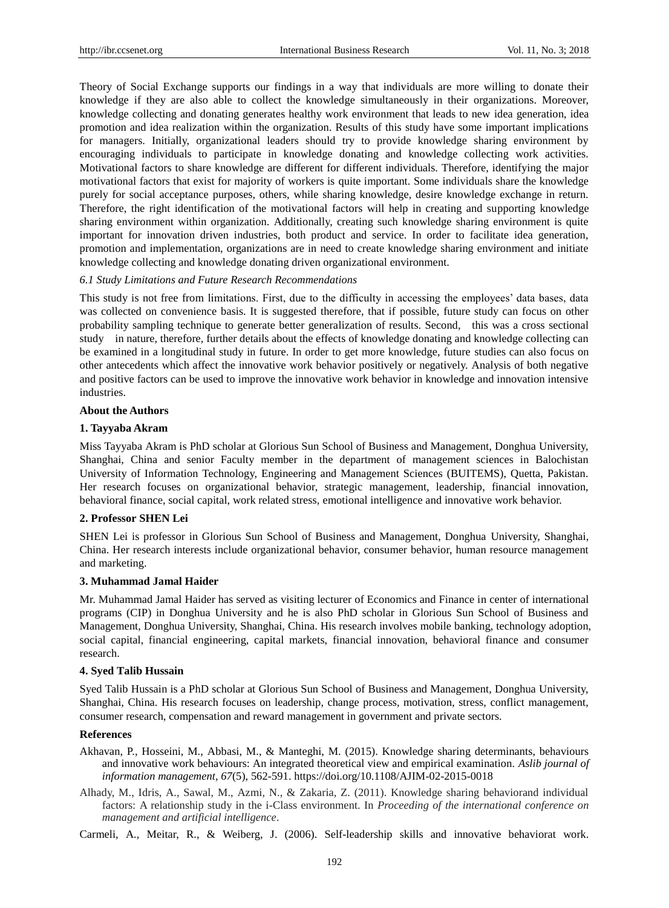Theory of Social Exchange supports our findings in a way that individuals are more willing to donate their knowledge if they are also able to collect the knowledge simultaneously in their organizations. Moreover, knowledge collecting and donating generates healthy work environment that leads to new idea generation, idea promotion and idea realization within the organization. Results of this study have some important implications for managers. Initially, organizational leaders should try to provide knowledge sharing environment by encouraging individuals to participate in knowledge donating and knowledge collecting work activities. Motivational factors to share knowledge are different for different individuals. Therefore, identifying the major motivational factors that exist for majority of workers is quite important. Some individuals share the knowledge purely for social acceptance purposes, others, while sharing knowledge, desire knowledge exchange in return. Therefore, the right identification of the motivational factors will help in creating and supporting knowledge sharing environment within organization. Additionally, creating such knowledge sharing environment is quite important for innovation driven industries, both product and service. In order to facilitate idea generation, promotion and implementation, organizations are in need to create knowledge sharing environment and initiate knowledge collecting and knowledge donating driven organizational environment.

### *6.1 Study Limitations and Future Research Recommendations*

This study is not free from limitations. First, due to the difficulty in accessing the employees' data bases, data was collected on convenience basis. It is suggested therefore, that if possible, future study can focus on other probability sampling technique to generate better generalization of results. Second, this was a cross sectional study in nature, therefore, further details about the effects of knowledge donating and knowledge collecting can be examined in a longitudinal study in future. In order to get more knowledge, future studies can also focus on other antecedents which affect the innovative work behavior positively or negatively. Analysis of both negative and positive factors can be used to improve the innovative work behavior in knowledge and innovation intensive industries.

## About the Authors

### 1. Tayyaba Akram

Miss Tayyaba Akram is PhD scholar at Glorious Sun School of Business and Management, Donghua University, Shanghai, China and senior Faculty member in the department of management sciences in Balochistan University of Information Technology, Engineering and Management Sciences (BUITEMS), Quetta, Pakistan. Her research focuses on organizational behavior, strategic management, leadership, financial innovation, behavioral finance, social capital, work related stress, emotional intelligence and innovative work behavior.

### 2. Professor SHEN Lei

SHEN Lei is professor in Glorious Sun School of Business and Management, Donghua University, Shanghai, China. Her research interests include organizational behavior, consumer behavior, human resource management and marketing.

### 3. Muhammad Jamal Haider

Mr. Muhammad Jamal Haider has served as visiting lecturer of Economics and Finance in center of international programs (CIP) in Donghua University and he is also PhD scholar in Glorious Sun School of Business and Management, Donghua University, Shanghai, China. His research involves mobile banking, technology adoption, social capital, financial engineering, capital markets, financial innovation, behavioral finance and consumer research.

### 4. Syed Talib Hussain

Syed Talib Hussain is a PhD scholar at Glorious Sun School of Business and Management, Donghua University, Shanghai, China. His research focuses on leadership, change process, motivation, stress, conflict management, consumer research, compensation and reward management in government and private sectors.

## References

Akhavan, P., Hosseini, M., Abbasi, M., & Manteghi, M. (2015). Knowledge sharing determinants, behaviours and innovative work behaviours: An integrated theoretical view and empirical examination. *Aslib journal of information management, 67*(5), 562-591. https://doi.org/10.1108/AJIM-02-2015-0018

Alhady, M., Idris, A., Sawal, M., Azmi, N., & Zakaria, Z. (2011). Knowledge sharing behaviorand individual factors: A relationship study in the i-Class environment. In *Proceeding of the international conference on management and artificial intelligence*.

Carmeli, A., Meitar, R., & Weiberg, J. (2006). Self-leadership skills and innovative behaviorat work.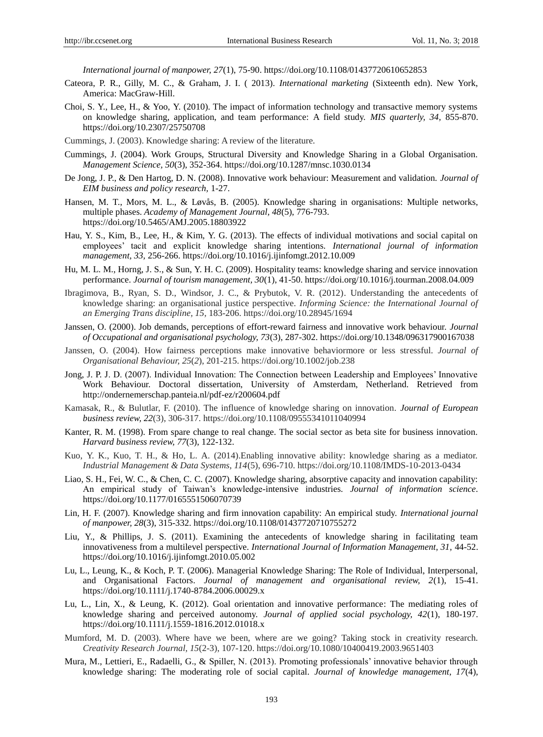*International journal of manpower, 27*(1), 75-90. https://doi.org/10.1108/01437720610652853

Cateora, P. R., Gilly, M. C., & Graham, J. I. ( 2013). *International marketing* (Sixteenth edn). New York, America: MacGraw-Hill.

Choi, S. Y., Lee, H., & Yoo, Y. (2010). The impact of information technology and transactive memory systems on knowledge sharing, application, and team performance: A field study. *MIS quarterly, 34*, 855-870. https://doi.org/10.2307/25750708

Cummings, J. (2003). Knowledge sharing: A review of the literature.

Cummings, J. (2004). Work Groups, Structural Diversity and Knowledge Sharing in a Global Organisation. *Management Science, 50*(3), 352-364. https://doi.org/10.1287/mnsc.1030.0134

De Jong, J. P., & Den Hartog, D. N. (2008). Innovative work behaviour: Measurement and validation. *Journal of EIM business and policy research*, 1-27.

Hansen, M. T., Mors, M. L., & Løvås, B. (2005). Knowledge sharing in organisations: Multiple networks, multiple phases. *Academy of Management Journal, 48*(5), 776-793. https://doi.org/10.5465/AMJ.2005.18803922

Hau, Y. S., Kim, B., Lee, H., & Kim, Y. G. (2013). The effects of individual motivations and social capital on employees' tacit and explicit knowledge sharing intentions. *International journal of information management, 33*, 256-266. https://doi.org/10.1016/j.ijinfomgt.2012.10.009

Hu, M. L. M., Horng, J. S., & Sun, Y. H. C. (2009). Hospitality teams: knowledge sharing and service innovation performance. *Journal of tourism management, 30*(1), 41-50. https://doi.org/10.1016/j.tourman.2008.04.009

Ibragimova, B., Ryan, S. D., Windsor, J. C., & Prybutok, V. R. (2012). Understanding the antecedents of knowledge sharing: an organisational justice perspective. *Informing Science: the International Journal of an Emerging Trans discipline, 15*, 183-206. https://doi.org/10.28945/1694

Janssen, O. (2000). Job demands, perceptions of effort-reward fairness and innovative work behaviour. *Journal of Occupational and organisational psychology, 73*(3), 287-302. https://doi.org/10.1348/096317900167038

Janssen, O. (2004). How fairness perceptions make innovative behaviormore or less stressful. *Journal of Organisational Behaviour, 25*(*2*), 201-215. https://doi.org/10.1002/job.238

Jong, J. P. J. D. (2007). Individual Innovation: The Connection between Leadership and Employees' Innovative Work Behaviour. Doctoral dissertation, University of Amsterdam, Netherland. Retrieved from http://ondernemerschap.panteia.nl/pdf-ez/r200604.pdf

Kamasak, R., & Bulutlar, F. (2010). The influence of knowledge sharing on innovation. *Journal of European business review, 22*(3), 306-317. https://doi.org/10.1108/09555341011040994

Kanter, R. M. (1998). From spare change to real change. The social sector as beta site for business innovation. *Harvard business review, 77*(3), 122-132.

Kuo, Y. K., Kuo, T. H., & Ho, L. A. (2014).Enabling innovative ability: knowledge sharing as a mediator. *Industrial Management & Data Systems, 114*(5), 696-710. https://doi.org/10.1108/IMDS-10-2013-0434

Liao, S. H., Fei, W. C., & Chen, C. C. (2007). Knowledge sharing, absorptive capacity and innovation capability: An empirical study of Taiwan's knowledge-intensive industries. *Journal of information science*. https://doi.org/10.1177/0165551506070739

Lin, H. F. (2007). Knowledge sharing and firm innovation capability: An empirical study. *International journal of manpower, 28*(3), 315-332. https://doi.org/10.1108/01437720710755272

Liu, Y., & Phillips, J. S. (2011). Examining the antecedents of knowledge sharing in facilitating team innovativeness from a multilevel perspective. *International Journal of Information Management, 31*, 44-52. https://doi.org/10.1016/j.ijinfomgt.2010.05.002

Lu, L., Leung, K., & Koch, P. T. (2006). Managerial Knowledge Sharing: The Role of Individual, Interpersonal, and Organisational Factors. *Journal of management and organisational review, 2*(1), 15-41. https://doi.org/10.1111/j.1740-8784.2006.00029.x

Lu, L., Lin, X., & Leung, K. (2012). Goal orientation and innovative performance: The mediating roles of knowledge sharing and perceived autonomy. *Journal of applied social psychology, 42*(1), 180-197. https://doi.org/10.1111/j.1559-1816.2012.01018.x

Mumford, M. D. (2003). Where have we been, where are we going? Taking stock in creativity research. *Creativity Research Journal, 15*(2-3), 107-120. https://doi.org/10.1080/10400419.2003.9651403

Mura, M., Lettieri, E., Radaelli, G., & Spiller, N. (2013). Promoting professionals' innovative behavior through knowledge sharing: The moderating role of social capital. *Journal of knowledge management, 17*(4),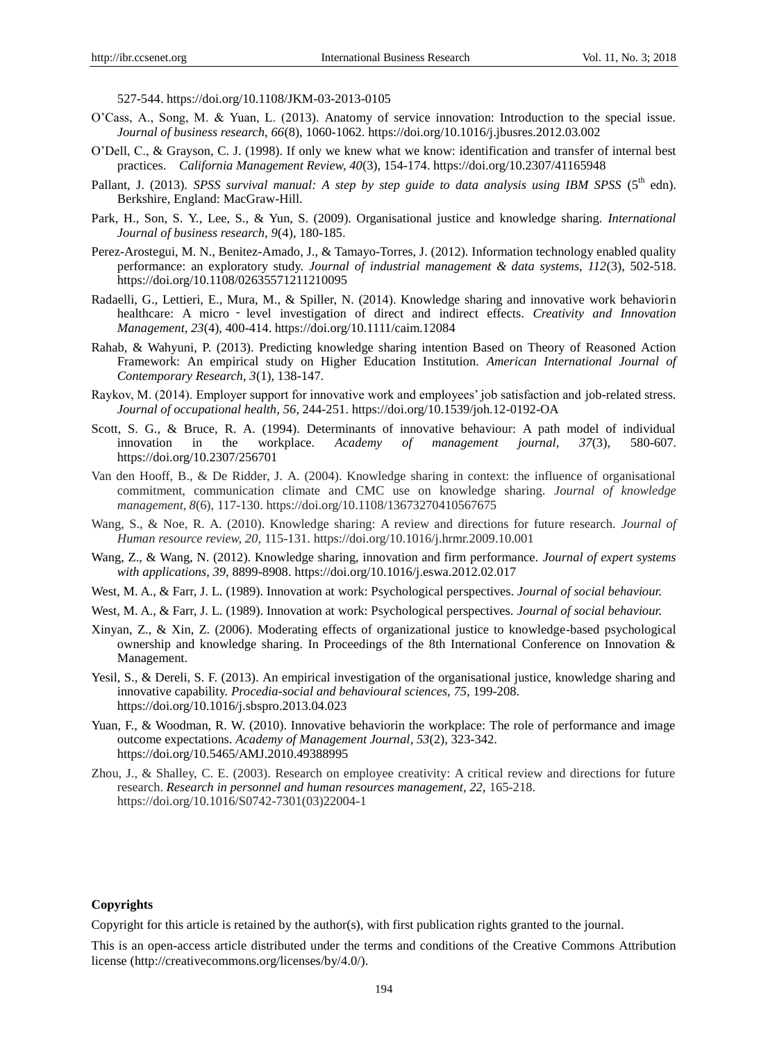527-544. https://doi.org/10.1108/JKM-03-2013-0105

O'Cass, A., Song, M. & Yuan, L. (2013). Anatomy of service innovation: Introduction to the special issue. *Journal of business research, 66*(8), 1060-1062. https://doi.org/10.1016/j.jbusres.2012.03.002

O'Dell, C., & Grayson, C. J. (1998). If only we knew what we know: identification and transfer of internal best practices. *California Management Review, 40*(3), 154-174. https://doi.org/10.2307/41165948

Pallant, J. (2013). *SPSS survival manual: A step by step guide to data analysis using IBM SPSS* (5th edn). Berkshire, England: MacGraw-Hill.

Park, H., Son, S. Y., Lee, S., & Yun, S. (2009). Organisational justice and knowledge sharing. *International Journal of business research, 9*(4), 180-185.

Perez-Arostegui, M. N., Benitez-Amado, J., & Tamayo-Torres, J. (2012). Information technology enabled quality performance: an exploratory study. *Journal of industrial management & data systems, 112*(3), 502-518. https://doi.org/10.1108/02635571211210095

Radaelli, G., Lettieri, E., Mura, M., & Spiller, N. (2014). Knowledge sharing and innovative work behaviorin healthcare: A micro‐level investigation of direct and indirect effects. *Creativity and Innovation Management, 23*(4), 400-414. https://doi.org/10.1111/caim.12084

Rahab, & Wahyuni, P. (2013). Predicting knowledge sharing intention Based on Theory of Reasoned Action Framework: An empirical study on Higher Education Institution. *American International Journal of Contemporary Research, 3*(1), 138-147.

Raykov, M. (2014). Employer support for innovative work and employees' job satisfaction and job-related stress. *Journal of occupational health, 56*, 244-251. https://doi.org/10.1539/joh.12-0192-OA

Scott, S. G., & Bruce, R. A. (1994). Determinants of innovative behaviour: A path model of individual innovation in the workplace. *Academy of management journal, 37*(3), 580-607. https://doi.org/10.2307/256701

Van den Hooff, B., & De Ridder, J. A. (2004). Knowledge sharing in context: the influence of organisational commitment, communication climate and CMC use on knowledge sharing. *Journal of knowledge management, 8*(6), 117-130. https://doi.org/10.1108/13673270410567675

Wang, S., & Noe, R. A. (2010). Knowledge sharing: A review and directions for future research. *Journal of Human resource review, 20*, 115-131. https://doi.org/10.1016/j.hrmr.2009.10.001

Wang, Z., & Wang, N. (2012). Knowledge sharing, innovation and firm performance. *Journal of expert systems with applications, 39*, 8899-8908. https://doi.org/10.1016/j.eswa.2012.02.017

West, M. A., & Farr, J. L. (1989). Innovation at work: Psychological perspectives. *Journal of social behaviour.*

West, M. A., & Farr, J. L. (1989). Innovation at work: Psychological perspectives. *Journal of social behaviour.*

Xinyan, Z., & Xin, Z. (2006). Moderating effects of organizational justice to knowledge-based psychological ownership and knowledge sharing. In Proceedings of the 8th International Conference on Innovation & Management.

Yesil, S., & Dereli, S. F. (2013). An empirical investigation of the organisational justice, knowledge sharing and innovative capability. *Procedia-social and behavioural sciences, 75*, 199-208. https://doi.org/10.1016/j.sbspro.2013.04.023

Yuan, F., & Woodman, R. W. (2010). Innovative behaviorin the workplace: The role of performance and image outcome expectations. *Academy of Management Journal, 53*(2), 323-342. https://doi.org/10.5465/AMJ.2010.49388995

Zhou, J., & Shalley, C. E. (2003). Research on employee creativity: A critical review and directions for future research. *Research in personnel and human resources management, 22*, 165-218. https://doi.org/10.1016/S0742-7301(03)22004-1

**Copyrights**

Copyright for this article is retained by the author(s), with first publication rights granted to the journal.

This is an open-access article distributed under the terms and conditions of the Creative Commons Attribution license (http://creativecommons.org/licenses/by/4.0/).